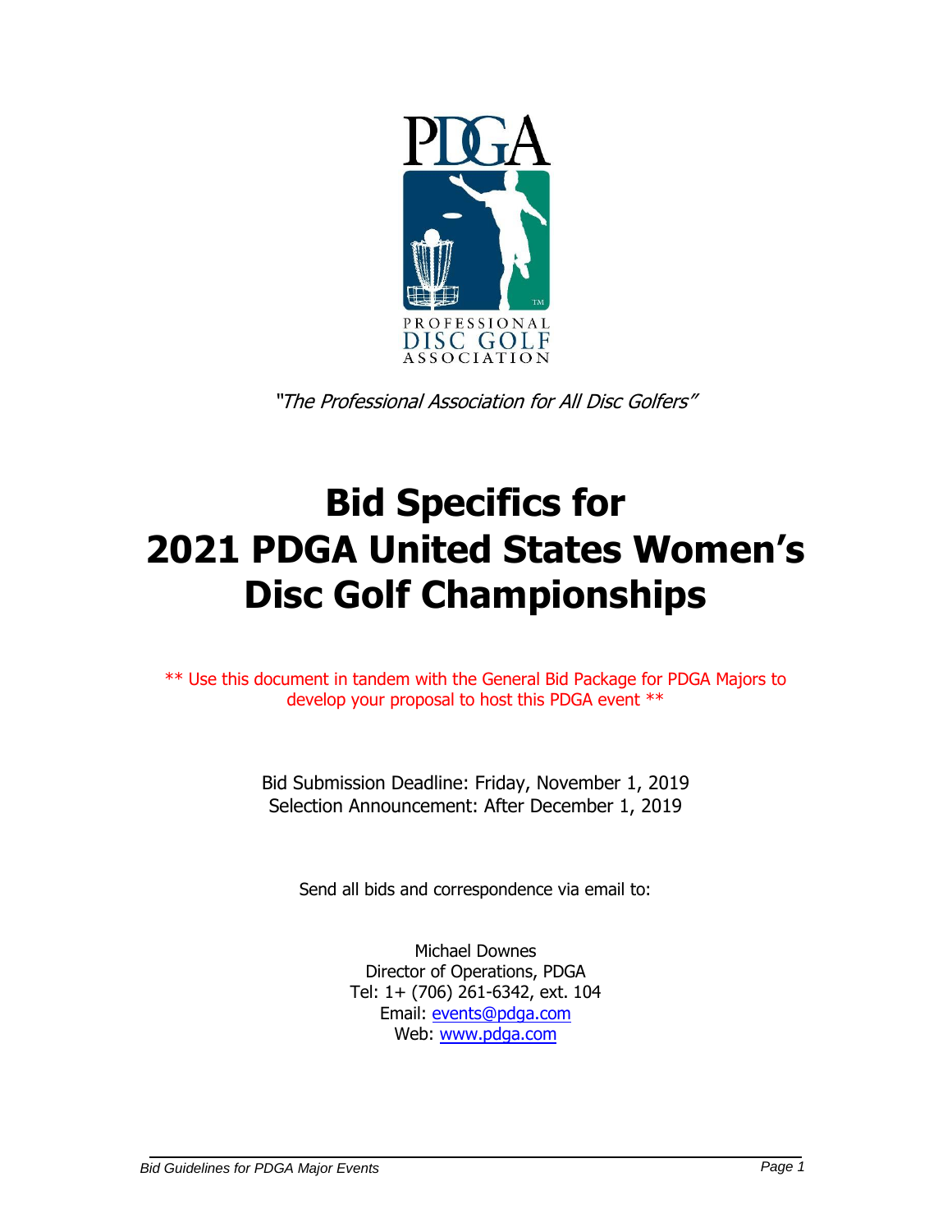PDGA

PROFESSIONAL DISC GOLF ASSOCIATION

*"The Professional Association for All Disc Golfers"*

# Bid Specifics for 2021 PDGA United States Women's Disc Golf Championships

** Use this document in tandem with the General Bid Package for PDGA Majors to develop your proposal to host this PDGA event **

Bid Submission Deadline: Friday, November 1, 2019
Selection Announcement: After December 1, 2019

Send all bids and correspondence via email to:

Michael Downes
Director of Operations, PDGA
Tel: 1+ (706) 261-6342, ext. 104
Email: events@pdga.com
Web: www.pdga.com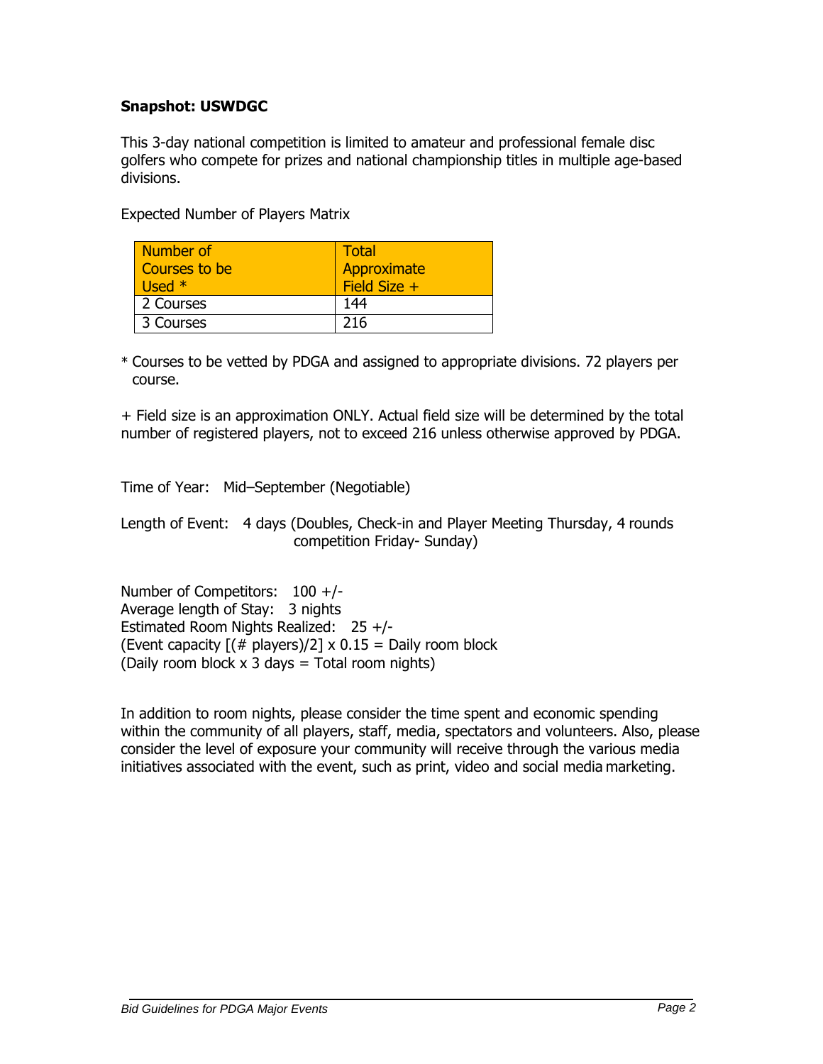**Snapshot: USWDGC**

This 3-day national competition is limited to amateur and professional female disc golfers who compete for prizes and national championship titles in multiple age-based divisions.

Expected Number of Players Matrix

| Number of Courses to be Used * | Total Approximate Field Size + |
|---|---|
| 2 Courses | 144 |
| 3 Courses | 216 |

* Courses to be vetted by PDGA and assigned to appropriate divisions. 72 players per course.

+ Field size is an approximation ONLY. Actual field size will be determined by the total number of registered players, not to exceed 216 unless otherwise approved by PDGA.

Time of Year: Mid–September (Negotiable)

Length of Event: 4 days (Doubles, Check-in and Player Meeting Thursday, 4 rounds competition Friday- Sunday)

Number of Competitors: 100 +/-
Average length of Stay: 3 nights
Estimated Room Nights Realized: 25 +/-
(Event capacity [(# players)/2] x 0.15 = Daily room block
(Daily room block x 3 days = Total room nights)

In addition to room nights, please consider the time spent and economic spending within the community of all players, staff, media, spectators and volunteers. Also, please consider the level of exposure your community will receive through the various media initiatives associated with the event, such as print, video and social media marketing.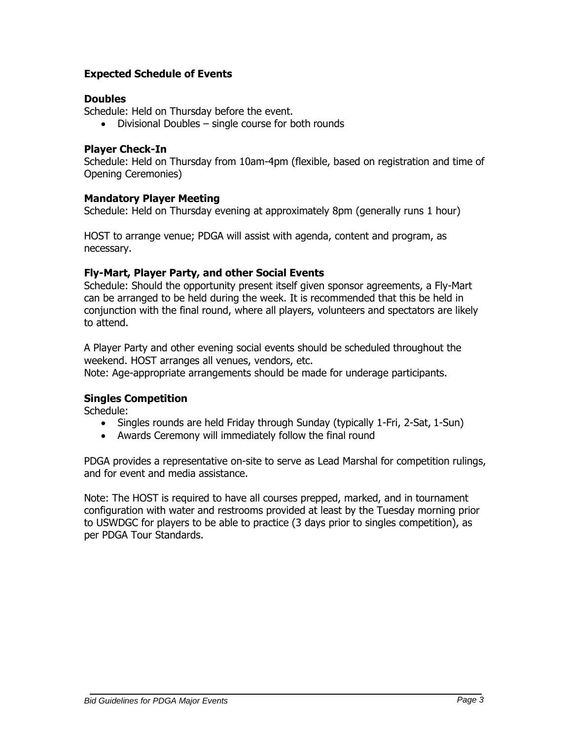## Expected Schedule of Events

### Doubles

Schedule: Held on Thursday before the event.

- Divisional Doubles – single course for both rounds

### Player Check-In

Schedule: Held on Thursday from 10am-4pm (flexible, based on registration and time of Opening Ceremonies)

### Mandatory Player Meeting

Schedule: Held on Thursday evening at approximately 8pm (generally runs 1 hour)

HOST to arrange venue; PDGA will assist with agenda, content and program, as necessary.

### Fly-Mart, Player Party, and other Social Events

Schedule: Should the opportunity present itself given sponsor agreements, a Fly-Mart can be arranged to be held during the week. It is recommended that this be held in conjunction with the final round, where all players, volunteers and spectators are likely to attend.

A Player Party and other evening social events should be scheduled throughout the weekend. HOST arranges all venues, vendors, etc.
Note: Age-appropriate arrangements should be made for underage participants.

### Singles Competition

Schedule:

- Singles rounds are held Friday through Sunday (typically 1-Fri, 2-Sat, 1-Sun)
- Awards Ceremony will immediately follow the final round

PDGA provides a representative on-site to serve as Lead Marshal for competition rulings, and for event and media assistance.

Note: The HOST is required to have all courses prepped, marked, and in tournament configuration with water and restrooms provided at least by the Tuesday morning prior to USWDGC for players to be able to practice (3 days prior to singles competition), as per PDGA Tour Standards.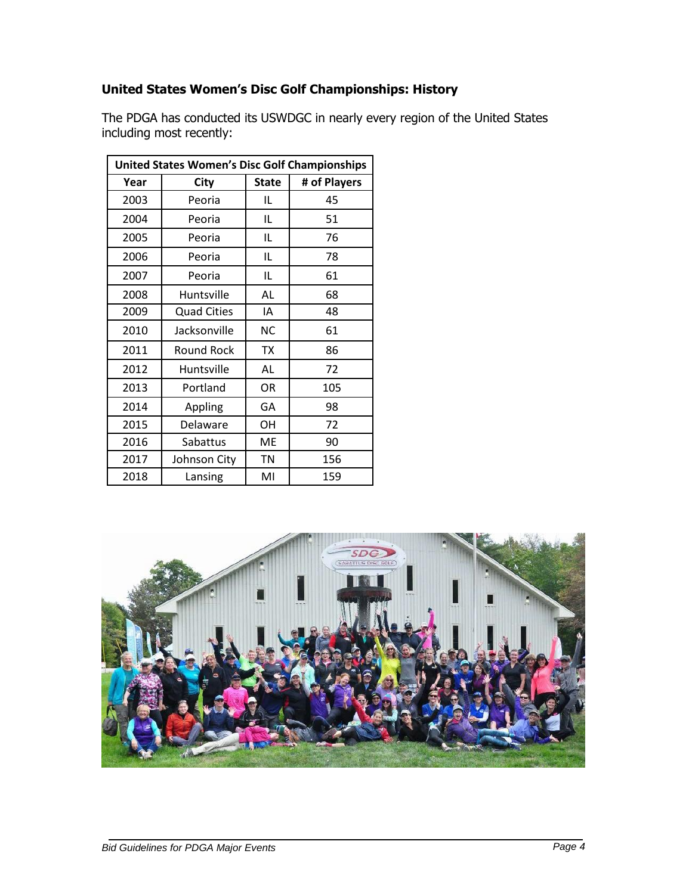### United States Women's Disc Golf Championships: History

The PDGA has conducted its USWDGC in nearly every region of the United States including most recently:

| United States Women's Disc Golf Championships | | | |
|---|---|---|---|
| **Year** | **City** | **State** | **# of Players** |
| 2003 | Peoria | IL | 45 |
| 2004 | Peoria | IL | 51 |
| 2005 | Peoria | IL | 76 |
| 2006 | Peoria | IL | 78 |
| 2007 | Peoria | IL | 61 |
| 2008 | Huntsville | AL | 68 |
| 2009 | Quad Cities | IA | 48 |
| 2010 | Jacksonville | NC | 61 |
| 2011 | Round Rock | TX | 86 |
| 2012 | Huntsville | AL | 72 |
| 2013 | Portland | OR | 105 |
| 2014 | Appling | GA | 98 |
| 2015 | Delaware | OH | 72 |
| 2016 | Sabattus | ME | 90 |
| 2017 | Johnson City | TN | 156 |
| 2018 | Lansing | MI | 159 |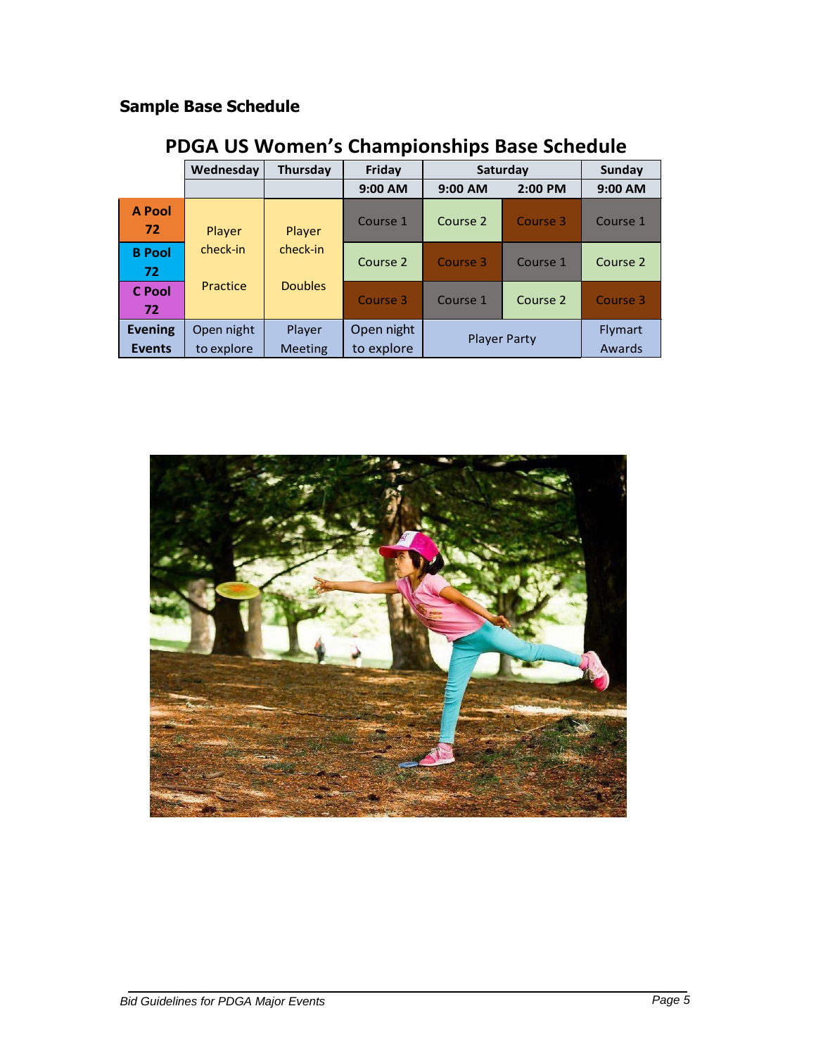## Sample Base Schedule

### PDGA US Women's Championships Base Schedule

| | Wednesday | Thursday | Friday | Saturday | | Sunday |
|---|---|---|---|---|---|---|
| | | | 9:00 AM | 9:00 AM | 2:00 PM | 9:00 AM |
| **A Pool 72** | Player check-in Practice | Player check-in Doubles | Course 1 | Course 2 | Course 3 | Course 1 |
| **B Pool 72** | | | Course 2 | Course 3 | Course 1 | Course 2 |
| **C Pool 72** | | | Course 3 | Course 1 | Course 2 | Course 3 |
| **Evening Events** | Open night to explore | Player Meeting | Open night to explore | Player Party | | Flymart Awards |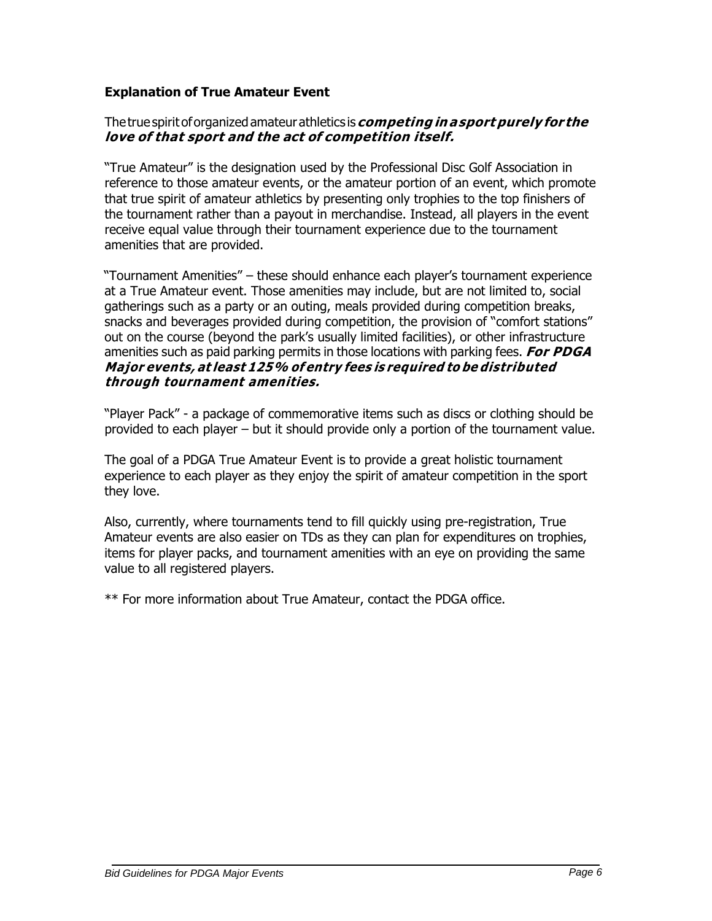**Explanation of True Amateur Event**

The true spirit of organized amateur athletics is ***competing in a sport purely for the love of that sport and the act of competition itself.***

"True Amateur" is the designation used by the Professional Disc Golf Association in reference to those amateur events, or the amateur portion of an event, which promote that true spirit of amateur athletics by presenting only trophies to the top finishers of the tournament rather than a payout in merchandise. Instead, all players in the event receive equal value through their tournament experience due to the tournament amenities that are provided.

"Tournament Amenities" – these should enhance each player's tournament experience at a True Amateur event. Those amenities may include, but are not limited to, social gatherings such as a party or an outing, meals provided during competition breaks, snacks and beverages provided during competition, the provision of "comfort stations" out on the course (beyond the park's usually limited facilities), or other infrastructure amenities such as paid parking permits in those locations with parking fees. ***For PDGA Major events, at least 125% of entry fees is required to be distributed through tournament amenities.***

"Player Pack" - a package of commemorative items such as discs or clothing should be provided to each player – but it should provide only a portion of the tournament value.

The goal of a PDGA True Amateur Event is to provide a great holistic tournament experience to each player as they enjoy the spirit of amateur competition in the sport they love.

Also, currently, where tournaments tend to fill quickly using pre-registration, True Amateur events are also easier on TDs as they can plan for expenditures on trophies, items for player packs, and tournament amenities with an eye on providing the same value to all registered players.

** For more information about True Amateur, contact the PDGA office.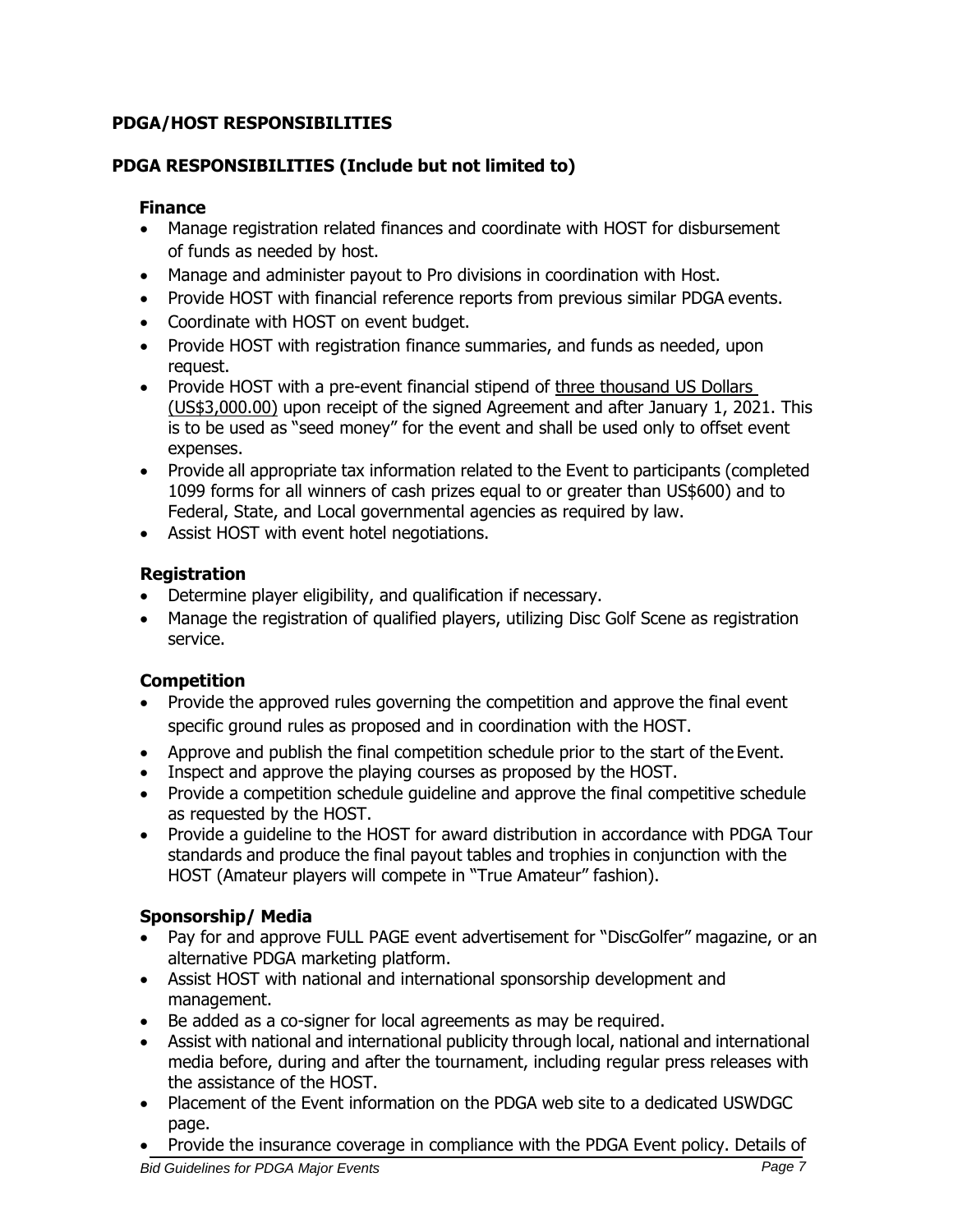## PDGA/HOST RESPONSIBILITIES

## PDGA RESPONSIBILITIES (Include but not limited to)

### Finance

- Manage registration related finances and coordinate with HOST for disbursement of funds as needed by host.
- Manage and administer payout to Pro divisions in coordination with Host.
- Provide HOST with financial reference reports from previous similar PDGA events.
- Coordinate with HOST on event budget.
- Provide HOST with registration finance summaries, and funds as needed, upon request.
- Provide HOST with a pre-event financial stipend of three thousand US Dollars (US$3,000.00) upon receipt of the signed Agreement and after January 1, 2021. This is to be used as "seed money" for the event and shall be used only to offset event expenses.
- Provide all appropriate tax information related to the Event to participants (completed 1099 forms for all winners of cash prizes equal to or greater than US$600) and to Federal, State, and Local governmental agencies as required by law.
- Assist HOST with event hotel negotiations.

### Registration

- Determine player eligibility, and qualification if necessary.
- Manage the registration of qualified players, utilizing Disc Golf Scene as registration service.

### Competition

- Provide the approved rules governing the competition and approve the final event specific ground rules as proposed and in coordination with the HOST.
- Approve and publish the final competition schedule prior to the start of the Event.
- Inspect and approve the playing courses as proposed by the HOST.
- Provide a competition schedule guideline and approve the final competitive schedule as requested by the HOST.
- Provide a guideline to the HOST for award distribution in accordance with PDGA Tour standards and produce the final payout tables and trophies in conjunction with the HOST (Amateur players will compete in "True Amateur" fashion).

### Sponsorship/ Media

- Pay for and approve FULL PAGE event advertisement for "DiscGolfer" magazine, or an alternative PDGA marketing platform.
- Assist HOST with national and international sponsorship development and management.
- Be added as a co-signer for local agreements as may be required.
- Assist with national and international publicity through local, national and international media before, during and after the tournament, including regular press releases with the assistance of the HOST.
- Placement of the Event information on the PDGA web site to a dedicated USWDGC page.
- Provide the insurance coverage in compliance with the PDGA Event policy. Details of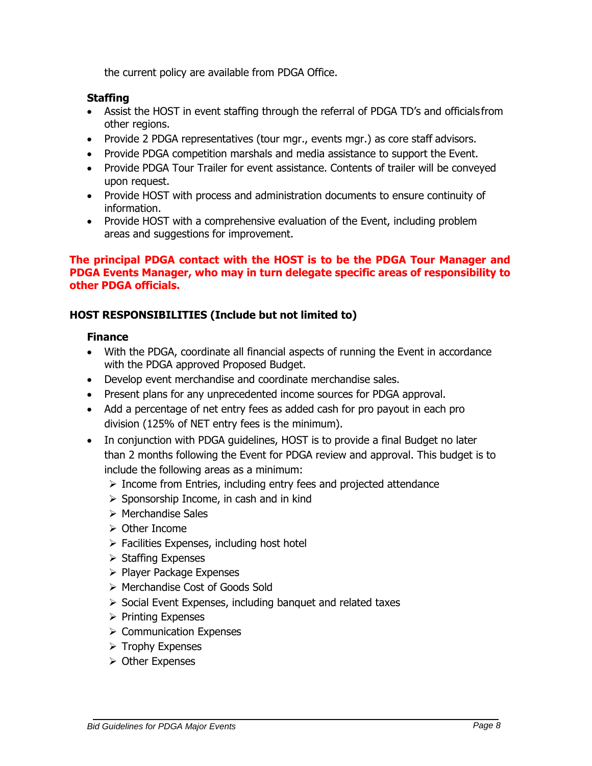the current policy are available from PDGA Office.

**Staffing**

- Assist the HOST in event staffing through the referral of PDGA TD's and officials from other regions.
- Provide 2 PDGA representatives (tour mgr., events mgr.) as core staff advisors.
- Provide PDGA competition marshals and media assistance to support the Event.
- Provide PDGA Tour Trailer for event assistance. Contents of trailer will be conveyed upon request.
- Provide HOST with process and administration documents to ensure continuity of information.
- Provide HOST with a comprehensive evaluation of the Event, including problem areas and suggestions for improvement.

**The principal PDGA contact with the HOST is to be the PDGA Tour Manager and PDGA Events Manager, who may in turn delegate specific areas of responsibility to other PDGA officials.**

## HOST RESPONSIBILITIES (Include but not limited to)

**Finance**

- With the PDGA, coordinate all financial aspects of running the Event in accordance with the PDGA approved Proposed Budget.
- Develop event merchandise and coordinate merchandise sales.
- Present plans for any unprecedented income sources for PDGA approval.
- Add a percentage of net entry fees as added cash for pro payout in each pro division (125% of NET entry fees is the minimum).
- In conjunction with PDGA guidelines, HOST is to provide a final Budget no later than 2 months following the Event for PDGA review and approval. This budget is to include the following areas as a minimum:
  - Income from Entries, including entry fees and projected attendance
  - Sponsorship Income, in cash and in kind
  - Merchandise Sales
  - Other Income
  - Facilities Expenses, including host hotel
  - Staffing Expenses
  - Player Package Expenses
  - Merchandise Cost of Goods Sold
  - Social Event Expenses, including banquet and related taxes
  - Printing Expenses
  - Communication Expenses
  - Trophy Expenses
  - Other Expenses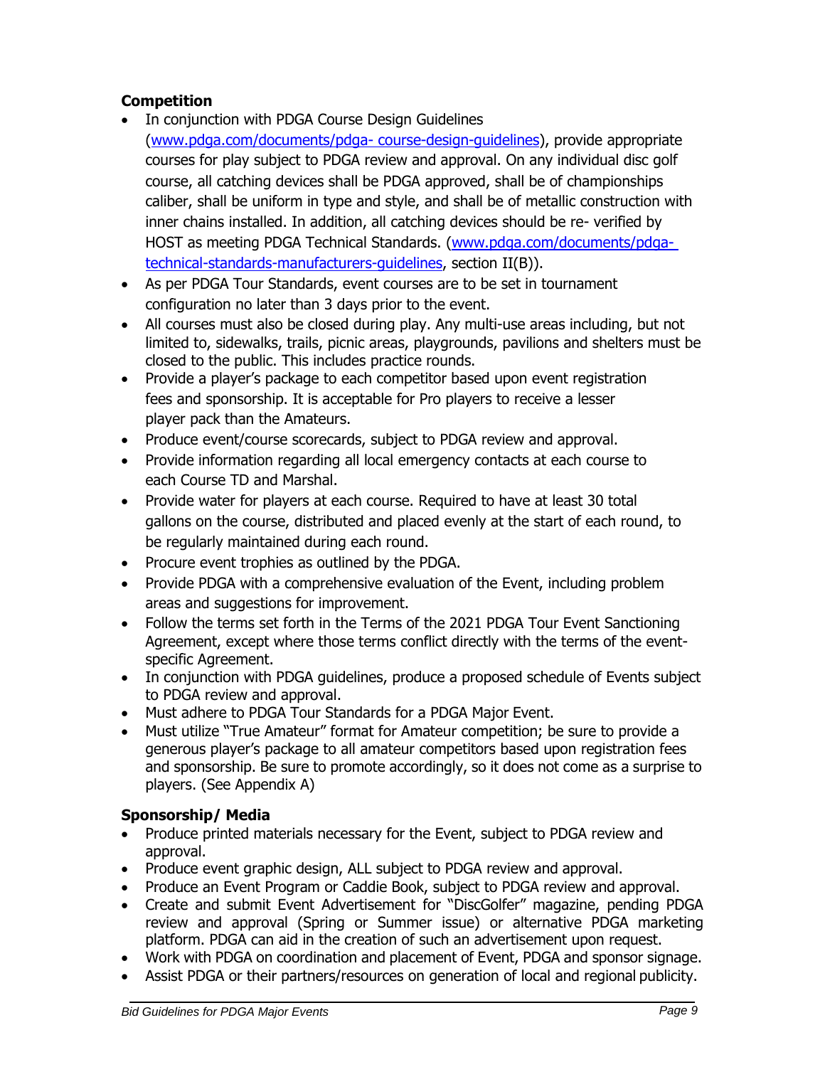### Competition

- In conjunction with PDGA Course Design Guidelines (www.pdga.com/documents/pdga- course-design-guidelines), provide appropriate courses for play subject to PDGA review and approval. On any individual disc golf course, all catching devices shall be PDGA approved, shall be of championships caliber, shall be uniform in type and style, and shall be of metallic construction with inner chains installed. In addition, all catching devices should be re- verified by HOST as meeting PDGA Technical Standards. (www.pdga.com/documents/pdga-technical-standards-manufacturers-guidelines, section II(B)).
- As per PDGA Tour Standards, event courses are to be set in tournament configuration no later than 3 days prior to the event.
- All courses must also be closed during play. Any multi-use areas including, but not limited to, sidewalks, trails, picnic areas, playgrounds, pavilions and shelters must be closed to the public. This includes practice rounds.
- Provide a player's package to each competitor based upon event registration fees and sponsorship. It is acceptable for Pro players to receive a lesser player pack than the Amateurs.
- Produce event/course scorecards, subject to PDGA review and approval.
- Provide information regarding all local emergency contacts at each course to each Course TD and Marshal.
- Provide water for players at each course. Required to have at least 30 total gallons on the course, distributed and placed evenly at the start of each round, to be regularly maintained during each round.
- Procure event trophies as outlined by the PDGA.
- Provide PDGA with a comprehensive evaluation of the Event, including problem areas and suggestions for improvement.
- Follow the terms set forth in the Terms of the 2021 PDGA Tour Event Sanctioning Agreement, except where those terms conflict directly with the terms of the event-specific Agreement.
- In conjunction with PDGA guidelines, produce a proposed schedule of Events subject to PDGA review and approval.
- Must adhere to PDGA Tour Standards for a PDGA Major Event.
- Must utilize "True Amateur" format for Amateur competition; be sure to provide a generous player's package to all amateur competitors based upon registration fees and sponsorship. Be sure to promote accordingly, so it does not come as a surprise to players. (See Appendix A)

### Sponsorship/ Media

- Produce printed materials necessary for the Event, subject to PDGA review and approval.
- Produce event graphic design, ALL subject to PDGA review and approval.
- Produce an Event Program or Caddie Book, subject to PDGA review and approval.
- Create and submit Event Advertisement for "DiscGolfer" magazine, pending PDGA review and approval (Spring or Summer issue) or alternative PDGA marketing platform. PDGA can aid in the creation of such an advertisement upon request.
- Work with PDGA on coordination and placement of Event, PDGA and sponsor signage.
- Assist PDGA or their partners/resources on generation of local and regional publicity.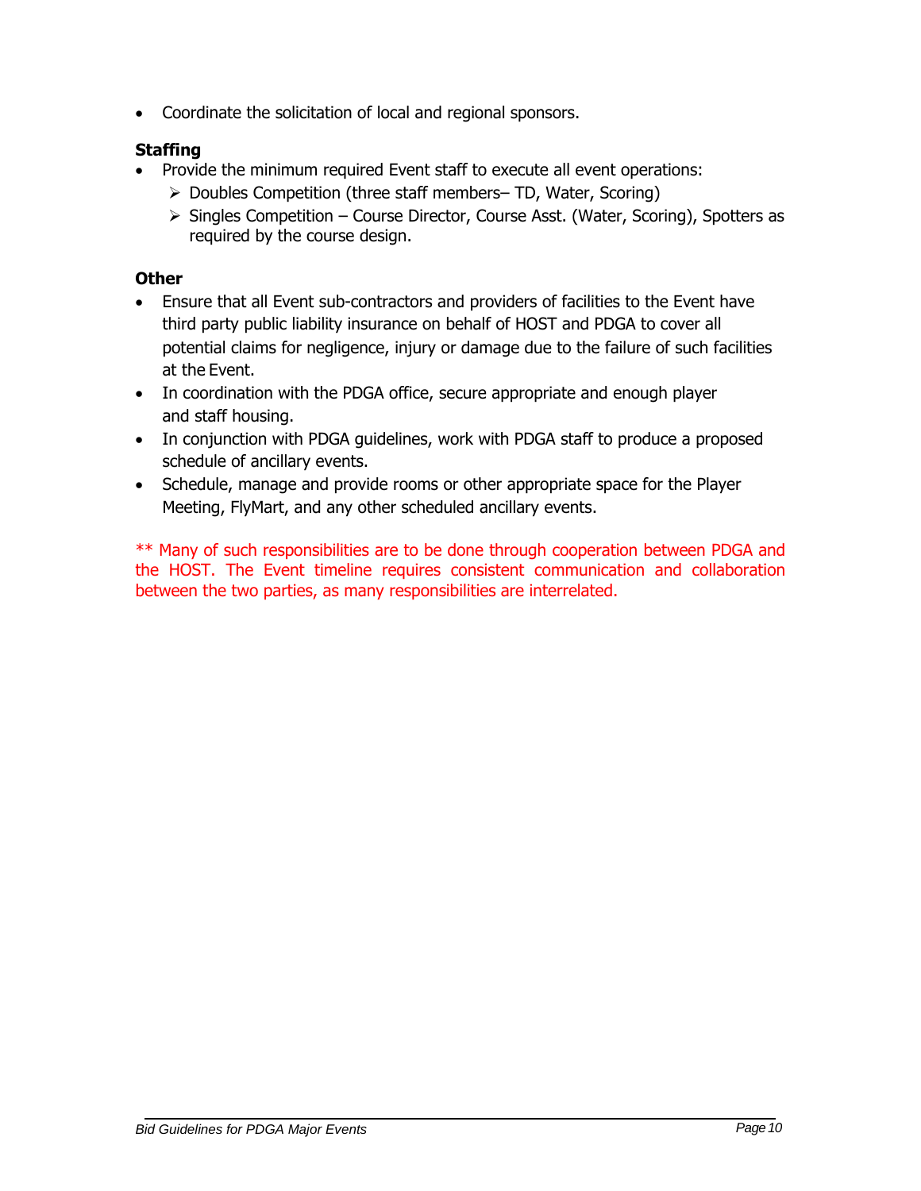- Coordinate the solicitation of local and regional sponsors.

**Staffing**

- Provide the minimum required Event staff to execute all event operations:
  - Doubles Competition (three staff members– TD, Water, Scoring)
  - Singles Competition – Course Director, Course Asst. (Water, Scoring), Spotters as required by the course design.

**Other**

- Ensure that all Event sub-contractors and providers of facilities to the Event have third party public liability insurance on behalf of HOST and PDGA to cover all potential claims for negligence, injury or damage due to the failure of such facilities at the Event.
- In coordination with the PDGA office, secure appropriate and enough player and staff housing.
- In conjunction with PDGA guidelines, work with PDGA staff to produce a proposed schedule of ancillary events.
- Schedule, manage and provide rooms or other appropriate space for the Player Meeting, FlyMart, and any other scheduled ancillary events.

** Many of such responsibilities are to be done through cooperation between PDGA and the HOST. The Event timeline requires consistent communication and collaboration between the two parties, as many responsibilities are interrelated.